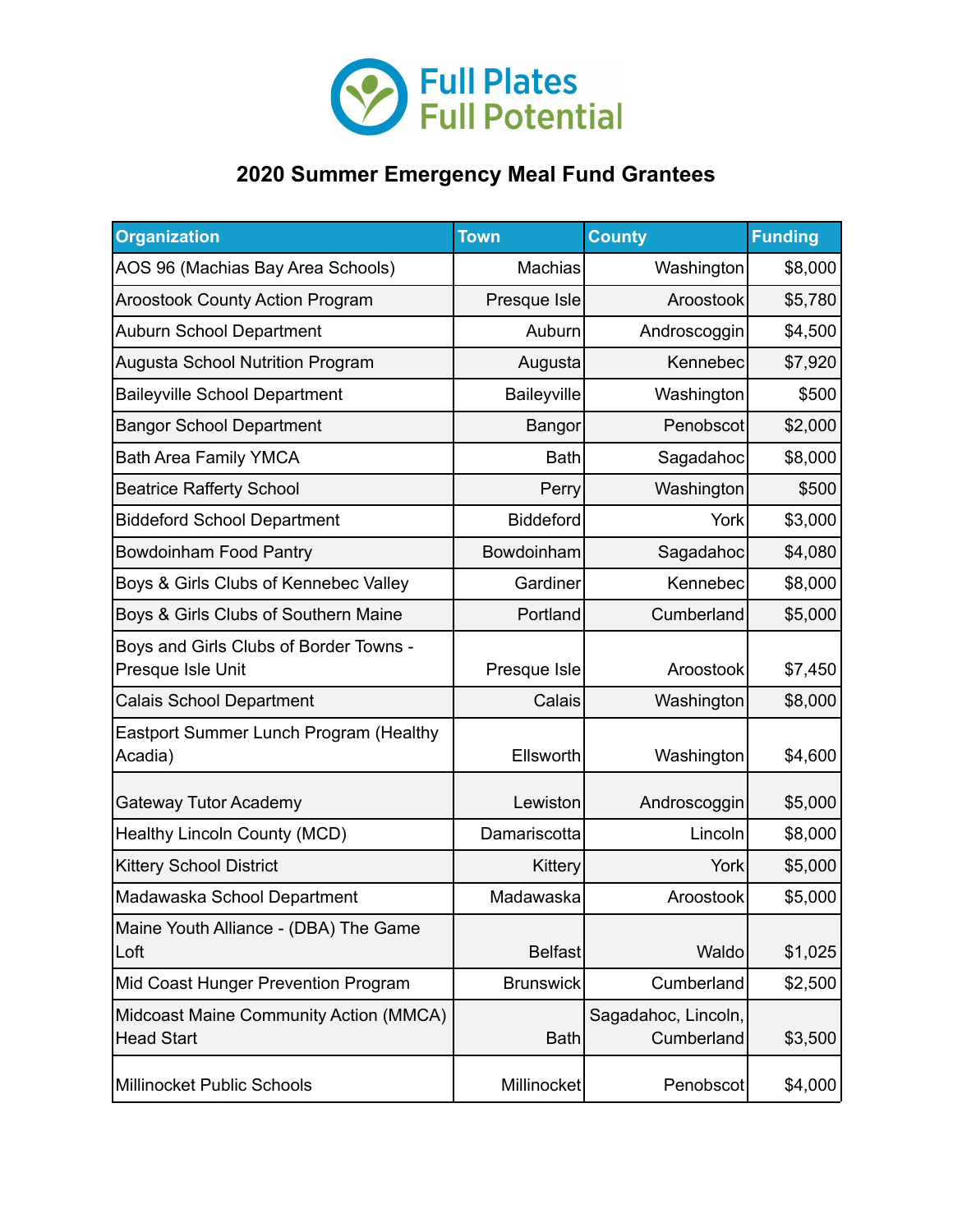Full Plates Full Potential

# 2020 Summer Emergency Meal Fund Grantees

| Organization | Town | County | Funding |
|---|---|---|---|
| AOS 96 (Machias Bay Area Schools) | Machias | Washington | $8,000 |
| Aroostook County Action Program | Presque Isle | Aroostook | $5,780 |
| Auburn School Department | Auburn | Androscoggin | $4,500 |
| Augusta School Nutrition Program | Augusta | Kennebec | $7,920 |
| Baileyville School Department | Baileyville | Washington | $500 |
| Bangor School Department | Bangor | Penobscot | $2,000 |
| Bath Area Family YMCA | Bath | Sagadahoc | $8,000 |
| Beatrice Rafferty School | Perry | Washington | $500 |
| Biddeford School Department | Biddeford | York | $3,000 |
| Bowdoinham Food Pantry | Bowdoinham | Sagadahoc | $4,080 |
| Boys & Girls Clubs of Kennebec Valley | Gardiner | Kennebec | $8,000 |
| Boys & Girls Clubs of Southern Maine | Portland | Cumberland | $5,000 |
| Boys and Girls Clubs of Border Towns - Presque Isle Unit | Presque Isle | Aroostook | $7,450 |
| Calais School Department | Calais | Washington | $8,000 |
| Eastport Summer Lunch Program (Healthy Acadia) | Ellsworth | Washington | $4,600 |
| Gateway Tutor Academy | Lewiston | Androscoggin | $5,000 |
| Healthy Lincoln County (MCD) | Damariscotta | Lincoln | $8,000 |
| Kittery School District | Kittery | York | $5,000 |
| Madawaska School Department | Madawaska | Aroostook | $5,000 |
| Maine Youth Alliance - (DBA) The Game Loft | Belfast | Waldo | $1,025 |
| Mid Coast Hunger Prevention Program | Brunswick | Cumberland | $2,500 |
| Midcoast Maine Community Action (MMCA) Head Start | Bath | Sagadahoc, Lincoln, Cumberland | $3,500 |
| Millinocket Public Schools | Millinocket | Penobscot | $4,000 |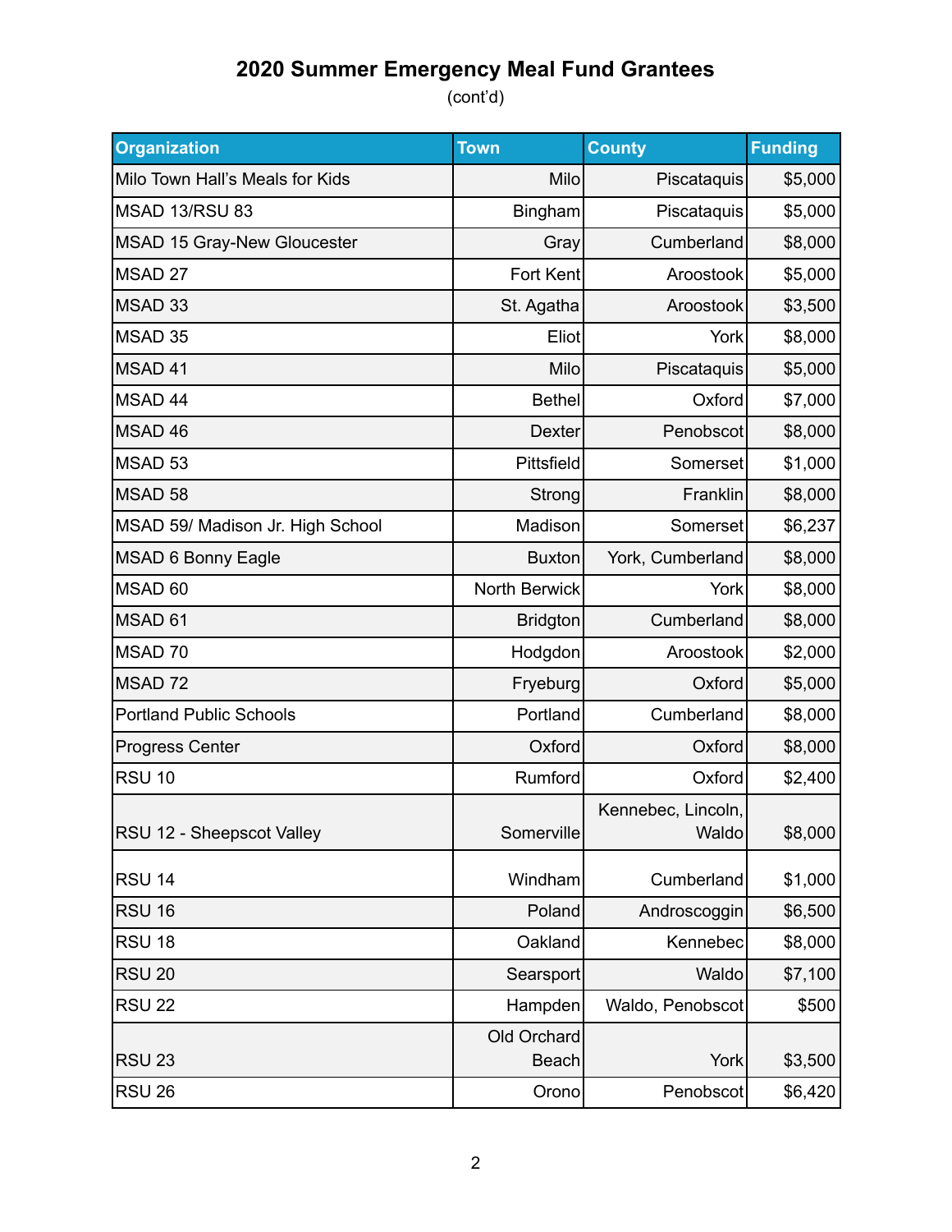# 2020 Summer Emergency Meal Fund Grantees

(cont'd)

| Organization | Town | County | Funding |
|---|---|---|---|
| Milo Town Hall's Meals for Kids | Milo | Piscataquis | $5,000 |
| MSAD 13/RSU 83 | Bingham | Piscataquis | $5,000 |
| MSAD 15 Gray-New Gloucester | Gray | Cumberland | $8,000 |
| MSAD 27 | Fort Kent | Aroostook | $5,000 |
| MSAD 33 | St. Agatha | Aroostook | $3,500 |
| MSAD 35 | Eliot | York | $8,000 |
| MSAD 41 | Milo | Piscataquis | $5,000 |
| MSAD 44 | Bethel | Oxford | $7,000 |
| MSAD 46 | Dexter | Penobscot | $8,000 |
| MSAD 53 | Pittsfield | Somerset | $1,000 |
| MSAD 58 | Strong | Franklin | $8,000 |
| MSAD 59/ Madison Jr. High School | Madison | Somerset | $6,237 |
| MSAD 6 Bonny Eagle | Buxton | York, Cumberland | $8,000 |
| MSAD 60 | North Berwick | York | $8,000 |
| MSAD 61 | Bridgton | Cumberland | $8,000 |
| MSAD 70 | Hodgdon | Aroostook | $2,000 |
| MSAD 72 | Fryeburg | Oxford | $5,000 |
| Portland Public Schools | Portland | Cumberland | $8,000 |
| Progress Center | Oxford | Oxford | $8,000 |
| RSU 10 | Rumford | Oxford | $2,400 |
| RSU 12 - Sheepscot Valley | Somerville | Kennebec, Lincoln, Waldo | $8,000 |
| RSU 14 | Windham | Cumberland | $1,000 |
| RSU 16 | Poland | Androscoggin | $6,500 |
| RSU 18 | Oakland | Kennebec | $8,000 |
| RSU 20 | Searsport | Waldo | $7,100 |
| RSU 22 | Hampden | Waldo, Penobscot | $500 |
| RSU 23 | Old Orchard Beach | York | $3,500 |
| RSU 26 | Orono | Penobscot | $6,420 |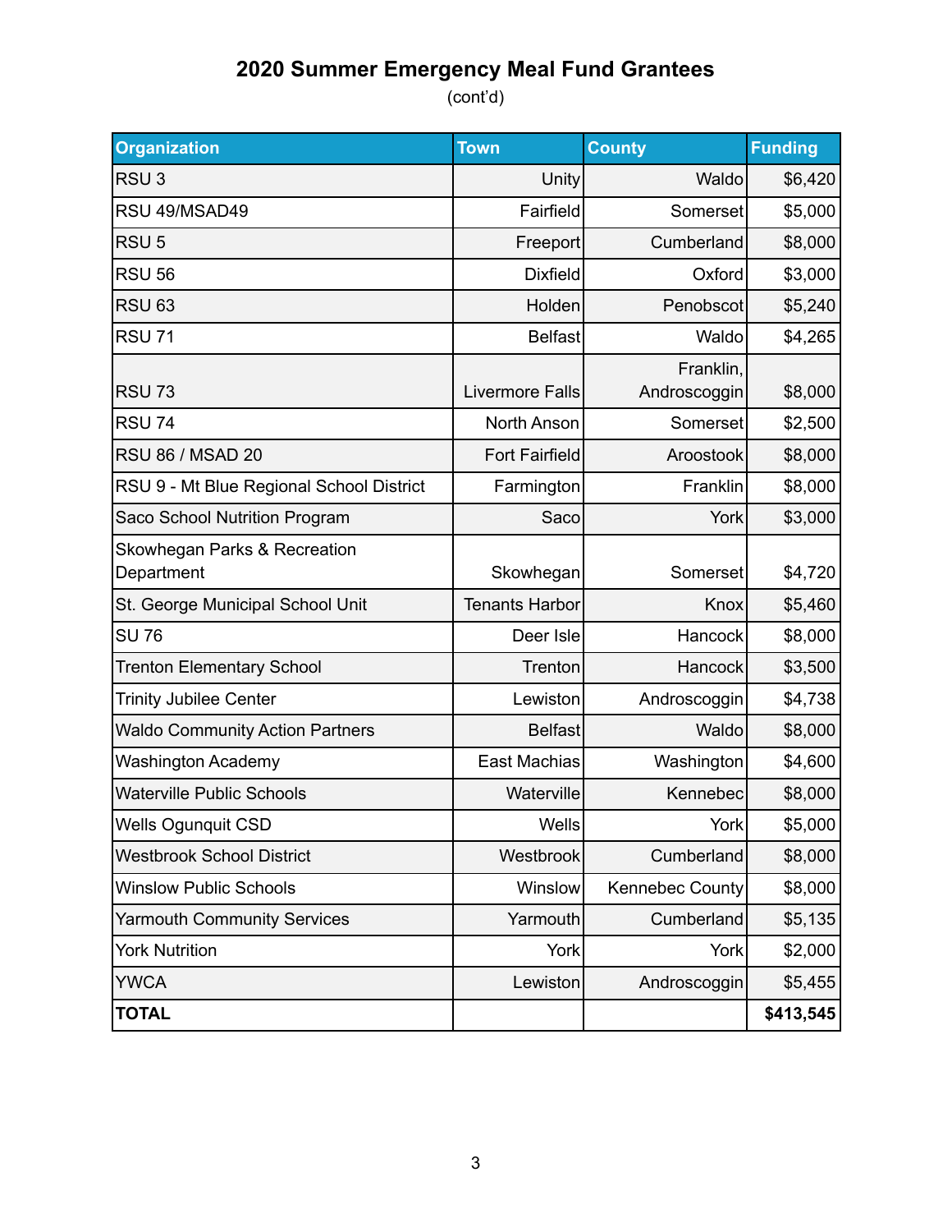# 2020 Summer Emergency Meal Fund Grantees

(cont'd)

| Organization | Town | County | Funding |
|---|---|---|---|
| RSU 3 | Unity | Waldo | $6,420 |
| RSU 49/MSAD49 | Fairfield | Somerset | $5,000 |
| RSU 5 | Freeport | Cumberland | $8,000 |
| RSU 56 | Dixfield | Oxford | $3,000 |
| RSU 63 | Holden | Penobscot | $5,240 |
| RSU 71 | Belfast | Waldo | $4,265 |
| RSU 73 | Livermore Falls | Franklin, Androscoggin | $8,000 |
| RSU 74 | North Anson | Somerset | $2,500 |
| RSU 86 / MSAD 20 | Fort Fairfield | Aroostook | $8,000 |
| RSU 9 - Mt Blue Regional School District | Farmington | Franklin | $8,000 |
| Saco School Nutrition Program | Saco | York | $3,000 |
| Skowhegan Parks & Recreation Department | Skowhegan | Somerset | $4,720 |
| St. George Municipal School Unit | Tenants Harbor | Knox | $5,460 |
| SU 76 | Deer Isle | Hancock | $8,000 |
| Trenton Elementary School | Trenton | Hancock | $3,500 |
| Trinity Jubilee Center | Lewiston | Androscoggin | $4,738 |
| Waldo Community Action Partners | Belfast | Waldo | $8,000 |
| Washington Academy | East Machias | Washington | $4,600 |
| Waterville Public Schools | Waterville | Kennebec | $8,000 |
| Wells Ogunquit CSD | Wells | York | $5,000 |
| Westbrook School District | Westbrook | Cumberland | $8,000 |
| Winslow Public Schools | Winslow | Kennebec County | $8,000 |
| Yarmouth Community Services | Yarmouth | Cumberland | $5,135 |
| York Nutrition | York | York | $2,000 |
| YWCA | Lewiston | Androscoggin | $5,455 |
| **TOTAL** | | | **$413,545** |